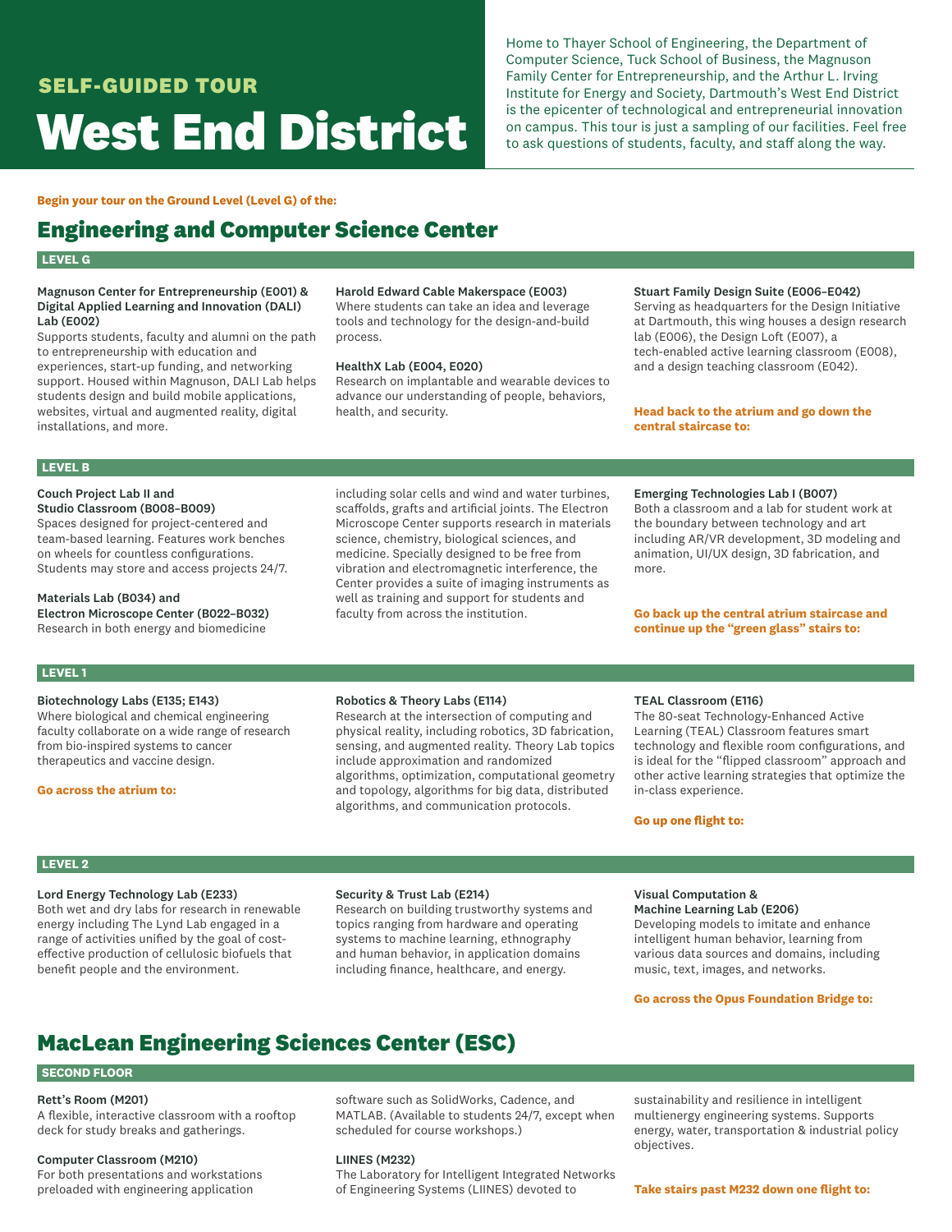## SELF-GUIDED TOUR

# West End District

Home to Thayer School of Engineering, the Department of Computer Science, Tuck School of Business, the Magnuson Family Center for Entrepreneurship, and the Arthur L. Irving Institute for Energy and Society, Dartmouth's West End District is the epicenter of technological and entrepreneurial innovation on campus. This tour is just a sampling of our facilities. Feel free to ask questions of students, faculty, and staff along the way.

**Begin your tour on the Ground Level (Level G) of the:**

## Engineering and Computer Science Center

### LEVEL G

**Magnuson Center for Entrepreneurship (E001) & Digital Applied Learning and Innovation (DALI) Lab (E002)**
Supports students, faculty and alumni on the path to entrepreneurship with education and experiences, start-up funding, and networking support. Housed within Magnuson, DALI Lab helps students design and build mobile applications, websites, virtual and augmented reality, digital installations, and more.

**Harold Edward Cable Makerspace (E003)**
Where students can take an idea and leverage tools and technology for the design-and-build process.

**HealthX Lab (E004, E020)**
Research on implantable and wearable devices to advance our understanding of people, behaviors, health, and security.

**Stuart Family Design Suite (E006–E042)**
Serving as headquarters for the Design Initiative at Dartmouth, this wing houses a design research lab (E006), the Design Loft (E007), a tech-enabled active learning classroom (E008), and a design teaching classroom (E042).

**Head back to the atrium and go down the central staircase to:**

### LEVEL B

**Couch Project Lab II and Studio Classroom (B008–B009)**
Spaces designed for project-centered and team-based learning. Features work benches on wheels for countless configurations. Students may store and access projects 24/7.

**Materials Lab (B034) and Electron Microscope Center (B022–B032)**
Research in both energy and biomedicine including solar cells and wind and water turbines, scaffolds, grafts and artificial joints. The Electron Microscope Center supports research in materials science, chemistry, biological sciences, and medicine. Specially designed to be free from vibration and electromagnetic interference, the Center provides a suite of imaging instruments as well as training and support for students and faculty from across the institution.

**Emerging Technologies Lab I (B007)**
Both a classroom and a lab for student work at the boundary between technology and art including AR/VR development, 3D modeling and animation, UI/UX design, 3D fabrication, and more.

**Go back up the central atrium staircase and continue up the "green glass" stairs to:**

### LEVEL 1

**Biotechnology Labs (E135; E143)**
Where biological and chemical engineering faculty collaborate on a wide range of research from bio-inspired systems to cancer therapeutics and vaccine design.

**Go across the atrium to:**

**Robotics & Theory Labs (E114)**
Research at the intersection of computing and physical reality, including robotics, 3D fabrication, sensing, and augmented reality. Theory Lab topics include approximation and randomized algorithms, optimization, computational geometry and topology, algorithms for big data, distributed algorithms, and communication protocols.

**TEAL Classroom (E116)**
The 80-seat Technology-Enhanced Active Learning (TEAL) Classroom features smart technology and flexible room configurations, and is ideal for the "flipped classroom" approach and other active learning strategies that optimize the in-class experience.

**Go up one flight to:**

### LEVEL 2

**Lord Energy Technology Lab (E233)**
Both wet and dry labs for research in renewable energy including The Lynd Lab engaged in a range of activities unified by the goal of cost-effective production of cellulosic biofuels that benefit people and the environment.

**Security & Trust Lab (E214)**
Research on building trustworthy systems and topics ranging from hardware and operating systems to machine learning, ethnography and human behavior, in application domains including finance, healthcare, and energy.

**Visual Computation & Machine Learning Lab (E206)**
Developing models to imitate and enhance intelligent human behavior, learning from various data sources and domains, including music, text, images, and networks.

**Go across the Opus Foundation Bridge to:**

## MacLean Engineering Sciences Center (ESC)

### SECOND FLOOR

**Rett's Room (M201)**
A flexible, interactive classroom with a rooftop deck for study breaks and gatherings.

**Computer Classroom (M210)**
For both presentations and workstations preloaded with engineering application software such as SolidWorks, Cadence, and MATLAB. (Available to students 24/7, except when scheduled for course workshops.)

**LIINES (M232)**
The Laboratory for Intelligent Integrated Networks of Engineering Systems (LIINES) devoted to sustainability and resilience in intelligent multienergy engineering systems. Supports energy, water, transportation & industrial policy objectives.

**Take stairs past M232 down one flight to:**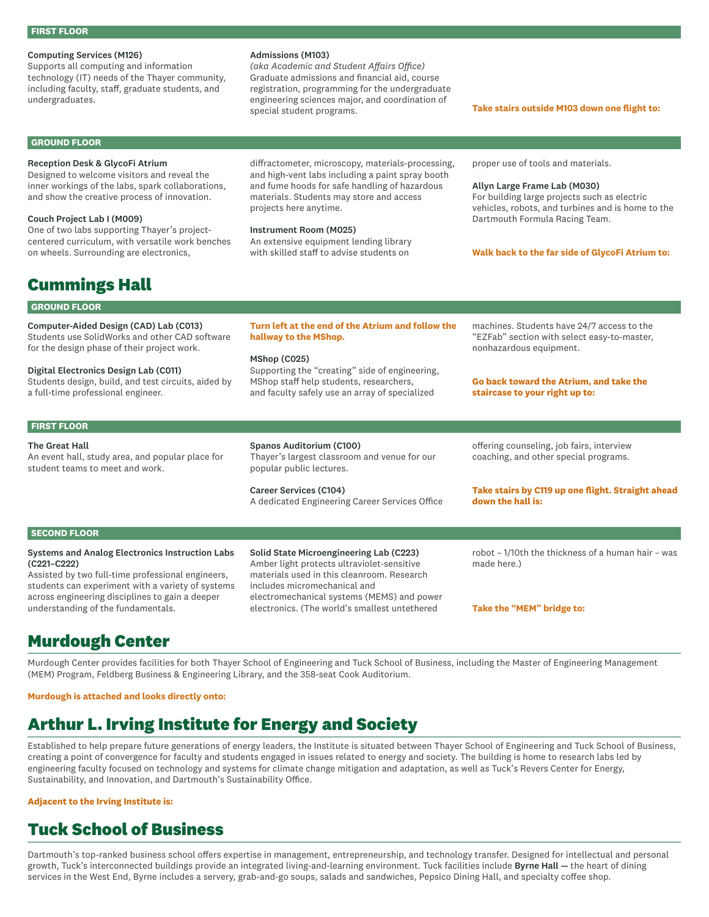### FIRST FLOOR

**Computing Services (M126)**
Supports all computing and information technology (IT) needs of the Thayer community, including faculty, staff, graduate students, and undergraduates.

**Admissions (M103)**
*(aka Academic and Student Affairs Office)*
Graduate admissions and financial aid, course registration, programming for the undergraduate engineering sciences major, and coordination of special student programs.

**Take stairs outside M103 down one flight to:**

### GROUND FLOOR

**Reception Desk & GlycoFi Atrium**
Designed to welcome visitors and reveal the inner workings of the labs, spark collaborations, and show the creative process of innovation.

**Couch Project Lab I (M009)**
One of two labs supporting Thayer's project-centered curriculum, with versatile work benches on wheels. Surrounding are electronics, diffractometer, microscopy, materials-processing, and high-vent labs including a paint spray booth and fume hoods for safe handling of hazardous materials. Students may store and access projects here anytime.

**Instrument Room (M025)**
An extensive equipment lending library with skilled staff to advise students on proper use of tools and materials.

**Allyn Large Frame Lab (M030)**
For building large projects such as electric vehicles, robots, and turbines and is home to the Dartmouth Formula Racing Team.

**Walk back to the far side of GlycoFi Atrium to:**

## Cummings Hall

### GROUND FLOOR

**Computer-Aided Design (CAD) Lab (C013)**
Students use SolidWorks and other CAD software for the design phase of their project work.

**Digital Electronics Design Lab (C011)**
Students design, build, and test circuits, aided by a full-time professional engineer.

**Turn left at the end of the Atrium and follow the hallway to the MShop.**

**MShop (C025)**
Supporting the "creating" side of engineering, MShop staff help students, researchers, and faculty safely use an array of specialized machines. Students have 24/7 access to the "EZFab" section with select easy-to-master, nonhazardous equipment.

**Go back toward the Atrium, and take the staircase to your right up to:**

### FIRST FLOOR

**The Great Hall**
An event hall, study area, and popular place for student teams to meet and work.

**Spanos Auditorium (C100)**
Thayer's largest classroom and venue for our popular public lectures.

**Career Services (C104)**
A dedicated Engineering Career Services Office offering counseling, job fairs, interview coaching, and other special programs.

**Take stairs by C119 up one flight. Straight ahead down the hall is:**

### SECOND FLOOR

**Systems and Analog Electronics Instruction Labs (C221–C222)**
Assisted by two full-time professional engineers, students can experiment with a variety of systems across engineering disciplines to gain a deeper understanding of the fundamentals.

**Solid State Microengineering Lab (C223)**
Amber light protects ultraviolet-sensitive materials used in this cleanroom. Research includes micromechanical and electromechanical systems (MEMS) and power electronics. (The world's smallest untethered robot – 1/10th the thickness of a human hair – was made here.)

**Take the "MEM" bridge to:**

## Murdough Center

Murdough Center provides facilities for both Thayer School of Engineering and Tuck School of Business, including the Master of Engineering Management (MEM) Program, Feldberg Business & Engineering Library, and the 358-seat Cook Auditorium.

**Murdough is attached and looks directly onto:**

## Arthur L. Irving Institute for Energy and Society

Established to help prepare future generations of energy leaders, the Institute is situated between Thayer School of Engineering and Tuck School of Business, creating a point of convergence for faculty and students engaged in issues related to energy and society. The building is home to research labs led by engineering faculty focused on technology and systems for climate change mitigation and adaptation, as well as Tuck's Revers Center for Energy, Sustainability, and Innovation, and Dartmouth's Sustainability Office.

**Adjacent to the Irving Institute is:**

## Tuck School of Business

Dartmouth's top-ranked business school offers expertise in management, entrepreneurship, and technology transfer. Designed for intellectual and personal growth, Tuck's interconnected buildings provide an integrated living-and-learning environment. Tuck facilities include **Byrne Hall —** the heart of dining services in the West End, Byrne includes a servery, grab-and-go soups, salads and sandwiches, Pepsico Dining Hall, and specialty coffee shop.